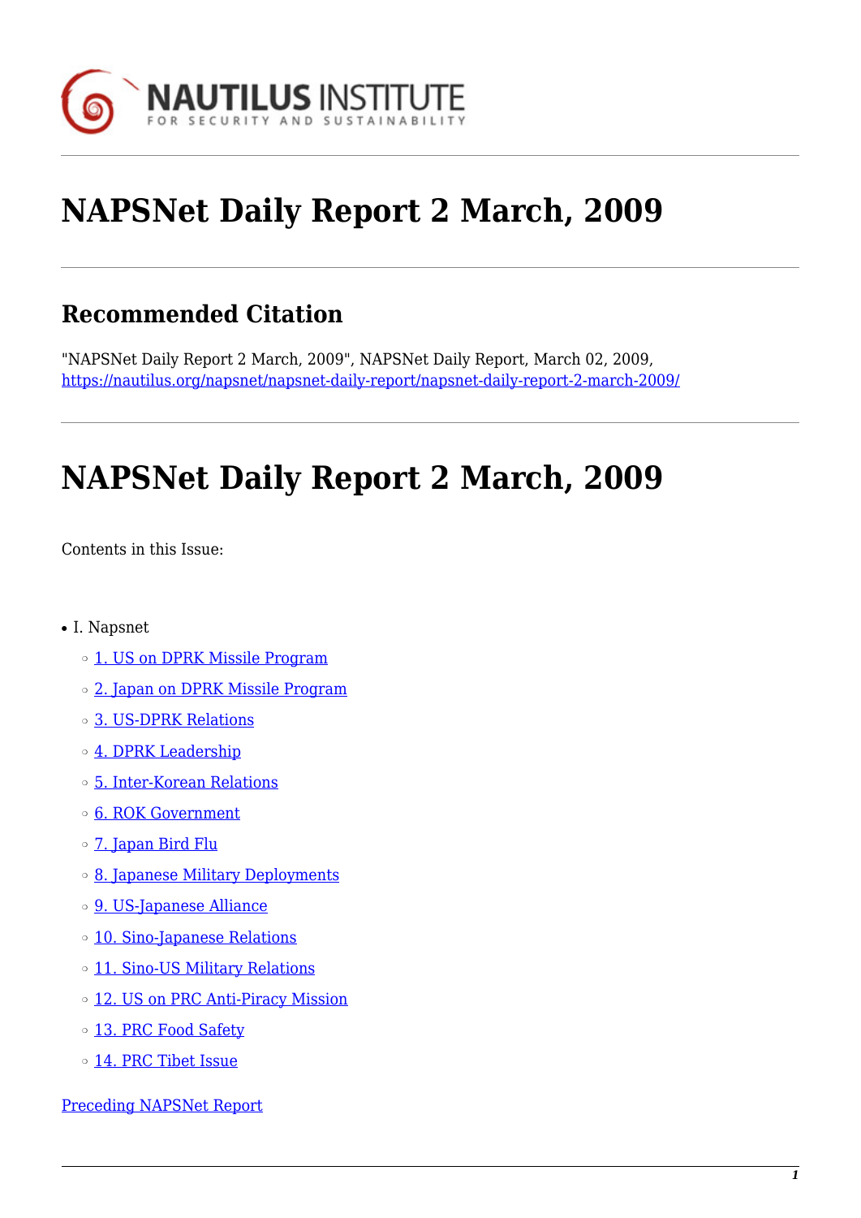# NAPSNet Daily Report 2 March, 2009

## Recommended Citation

"NAPSNet Daily Report 2 March, 2009", NAPSNet Daily Report, March 02, 2009, https://nautilus.org/napsnet/napsnet-daily-report/napsnet-daily-report-2-march-2009/

# NAPSNet Daily Report 2 March, 2009

Contents in this Issue:

- I. Napsnet
  - 1. US on DPRK Missile Program
  - 2. Japan on DPRK Missile Program
  - 3. US-DPRK Relations
  - 4. DPRK Leadership
  - 5. Inter-Korean Relations
  - 6. ROK Government
  - 7. Japan Bird Flu
  - 8. Japanese Military Deployments
  - 9. US-Japanese Alliance
  - 10. Sino-Japanese Relations
  - 11. Sino-US Military Relations
  - 12. US on PRC Anti-Piracy Mission
  - 13. PRC Food Safety
  - 14. PRC Tibet Issue

Preceding NAPSNet Report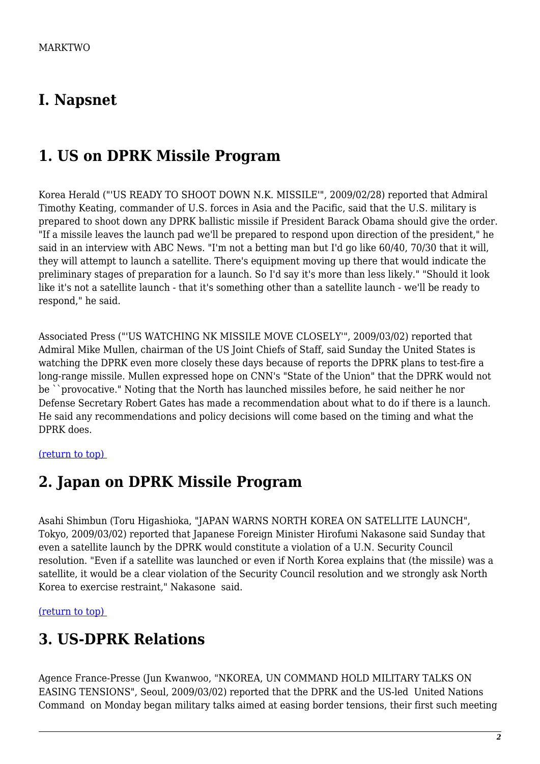MARKTWO

# I. Napsnet

# 1. US on DPRK Missile Program

Korea Herald ("'US READY TO SHOOT DOWN N.K. MISSILE'", 2009/02/28) reported that Admiral Timothy Keating, commander of U.S. forces in Asia and the Pacific, said that the U.S. military is prepared to shoot down any DPRK ballistic missile if President Barack Obama should give the order. "If a missile leaves the launch pad we'll be prepared to respond upon direction of the president," he said in an interview with ABC News. "I'm not a betting man but I'd go like 60/40, 70/30 that it will, they will attempt to launch a satellite. There's equipment moving up there that would indicate the preliminary stages of preparation for a launch. So I'd say it's more than less likely." "Should it look like it's not a satellite launch - that it's something other than a satellite launch - we'll be ready to respond," he said.

Associated Press ("'US WATCHING NK MISSILE MOVE CLOSELY'", 2009/03/02) reported that Admiral Mike Mullen, chairman of the US Joint Chiefs of Staff, said Sunday the United States is watching the DPRK even more closely these days because of reports the DPRK plans to test-fire a long-range missile. Mullen expressed hope on CNN's "State of the Union" that the DPRK would not be ``provocative." Noting that the North has launched missiles before, he said neither he nor Defense Secretary Robert Gates has made a recommendation about what to do if there is a launch. He said any recommendations and policy decisions will come based on the timing and what the DPRK does.

(return to top)

# 2. Japan on DPRK Missile Program

Asahi Shimbun (Toru Higashioka, "JAPAN WARNS NORTH KOREA ON SATELLITE LAUNCH", Tokyo, 2009/03/02) reported that Japanese Foreign Minister Hirofumi Nakasone said Sunday that even a satellite launch by the DPRK would constitute a violation of a U.N. Security Council resolution. "Even if a satellite was launched or even if North Korea explains that (the missile) was a satellite, it would be a clear violation of the Security Council resolution and we strongly ask North Korea to exercise restraint," Nakasone said.

(return to top)

# 3. US-DPRK Relations

Agence France-Presse (Jun Kwanwoo, "NKOREA, UN COMMAND HOLD MILITARY TALKS ON EASING TENSIONS", Seoul, 2009/03/02) reported that the DPRK and the US-led United Nations Command on Monday began military talks aimed at easing border tensions, their first such meeting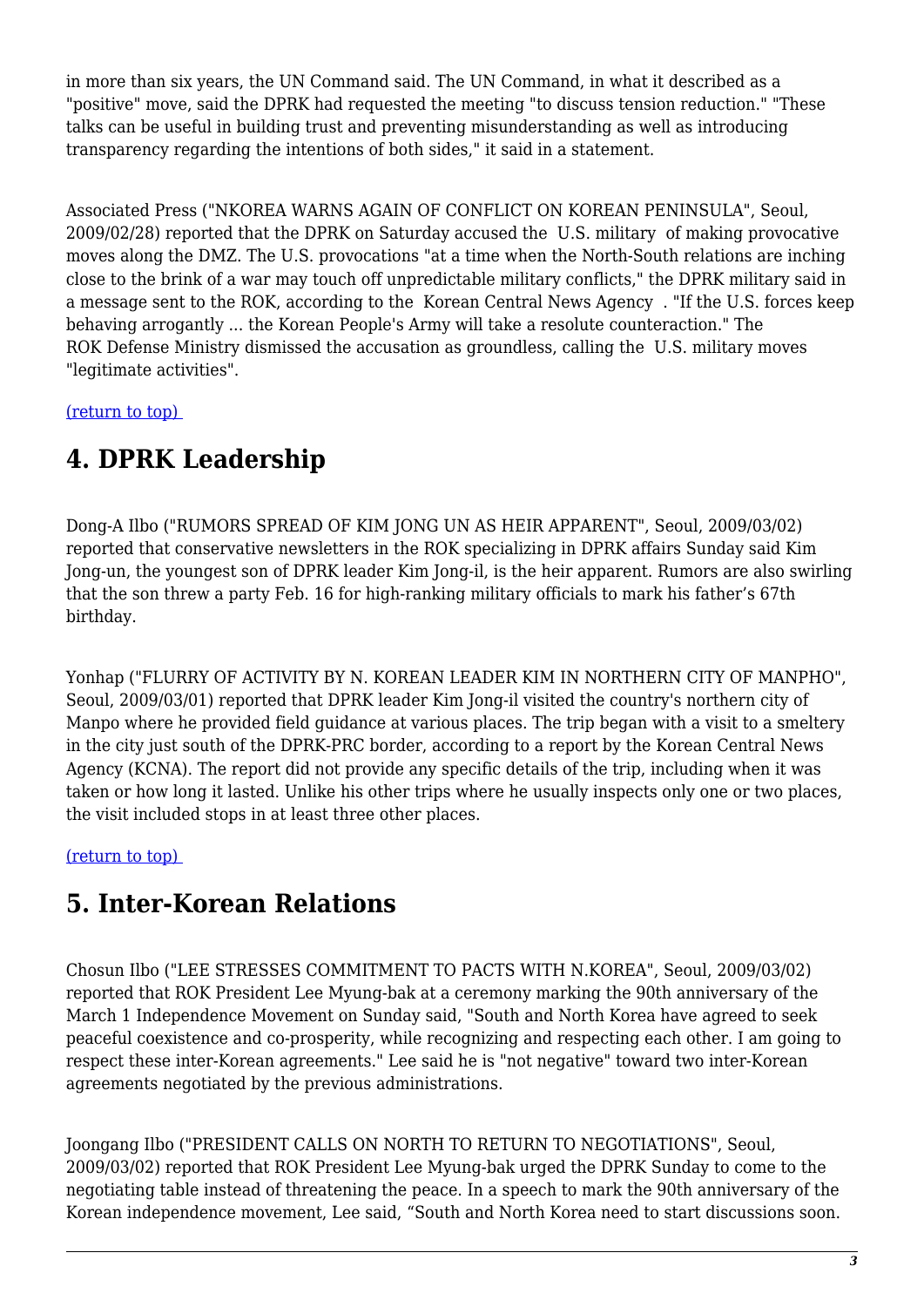in more than six years, the UN Command said. The UN Command, in what it described as a "positive" move, said the DPRK had requested the meeting "to discuss tension reduction." "These talks can be useful in building trust and preventing misunderstanding as well as introducing transparency regarding the intentions of both sides," it said in a statement.

Associated Press ("NKOREA WARNS AGAIN OF CONFLICT ON KOREAN PENINSULA", Seoul, 2009/02/28) reported that the DPRK on Saturday accused the U.S. military of making provocative moves along the DMZ. The U.S. provocations "at a time when the North-South relations are inching close to the brink of a war may touch off unpredictable military conflicts," the DPRK military said in a message sent to the ROK, according to the Korean Central News Agency . "If the U.S. forces keep behaving arrogantly ... the Korean People's Army will take a resolute counteraction." The ROK Defense Ministry dismissed the accusation as groundless, calling the U.S. military moves "legitimate activities".

(return to top)

## 4. DPRK Leadership

Dong-A Ilbo ("RUMORS SPREAD OF KIM JONG UN AS HEIR APPARENT", Seoul, 2009/03/02) reported that conservative newsletters in the ROK specializing in DPRK affairs Sunday said Kim Jong-un, the youngest son of DPRK leader Kim Jong-il, is the heir apparent. Rumors are also swirling that the son threw a party Feb. 16 for high-ranking military officials to mark his father's 67th birthday.

Yonhap ("FLURRY OF ACTIVITY BY N. KOREAN LEADER KIM IN NORTHERN CITY OF MANPHO", Seoul, 2009/03/01) reported that DPRK leader Kim Jong-il visited the country's northern city of Manpo where he provided field guidance at various places. The trip began with a visit to a smeltery in the city just south of the DPRK-PRC border, according to a report by the Korean Central News Agency (KCNA). The report did not provide any specific details of the trip, including when it was taken or how long it lasted. Unlike his other trips where he usually inspects only one or two places, the visit included stops in at least three other places.

(return to top)

## 5. Inter-Korean Relations

Chosun Ilbo ("LEE STRESSES COMMITMENT TO PACTS WITH N.KOREA", Seoul, 2009/03/02) reported that ROK President Lee Myung-bak at a ceremony marking the 90th anniversary of the March 1 Independence Movement on Sunday said, "South and North Korea have agreed to seek peaceful coexistence and co-prosperity, while recognizing and respecting each other. I am going to respect these inter-Korean agreements." Lee said he is "not negative" toward two inter-Korean agreements negotiated by the previous administrations.

Joongang Ilbo ("PRESIDENT CALLS ON NORTH TO RETURN TO NEGOTIATIONS", Seoul, 2009/03/02) reported that ROK President Lee Myung-bak urged the DPRK Sunday to come to the negotiating table instead of threatening the peace. In a speech to mark the 90th anniversary of the Korean independence movement, Lee said, "South and North Korea need to start discussions soon.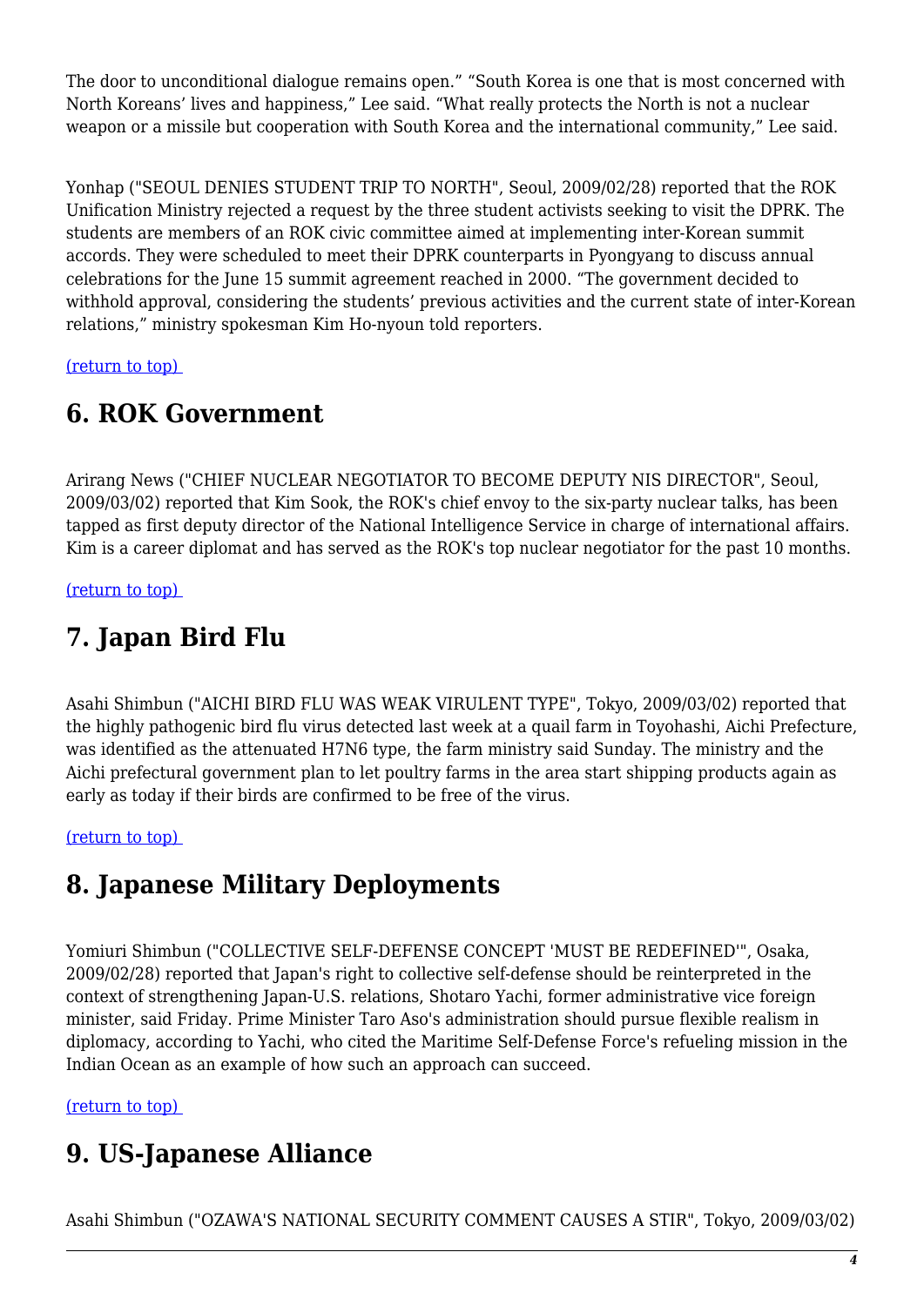The door to unconditional dialogue remains open." "South Korea is one that is most concerned with North Koreans' lives and happiness," Lee said. "What really protects the North is not a nuclear weapon or a missile but cooperation with South Korea and the international community," Lee said.

Yonhap ("SEOUL DENIES STUDENT TRIP TO NORTH", Seoul, 2009/02/28) reported that the ROK Unification Ministry rejected a request by the three student activists seeking to visit the DPRK. The students are members of an ROK civic committee aimed at implementing inter-Korean summit accords. They were scheduled to meet their DPRK counterparts in Pyongyang to discuss annual celebrations for the June 15 summit agreement reached in 2000. "The government decided to withhold approval, considering the students' previous activities and the current state of inter-Korean relations," ministry spokesman Kim Ho-nyoun told reporters.

(return to top)

## 6. ROK Government

Arirang News ("CHIEF NUCLEAR NEGOTIATOR TO BECOME DEPUTY NIS DIRECTOR", Seoul, 2009/03/02) reported that Kim Sook, the ROK's chief envoy to the six-party nuclear talks, has been tapped as first deputy director of the National Intelligence Service in charge of international affairs. Kim is a career diplomat and has served as the ROK's top nuclear negotiator for the past 10 months.

(return to top)

## 7. Japan Bird Flu

Asahi Shimbun ("AICHI BIRD FLU WAS WEAK VIRULENT TYPE", Tokyo, 2009/03/02) reported that the highly pathogenic bird flu virus detected last week at a quail farm in Toyohashi, Aichi Prefecture, was identified as the attenuated H7N6 type, the farm ministry said Sunday. The ministry and the Aichi prefectural government plan to let poultry farms in the area start shipping products again as early as today if their birds are confirmed to be free of the virus.

(return to top)

## 8. Japanese Military Deployments

Yomiuri Shimbun ("COLLECTIVE SELF-DEFENSE CONCEPT 'MUST BE REDEFINED'", Osaka, 2009/02/28) reported that Japan's right to collective self-defense should be reinterpreted in the context of strengthening Japan-U.S. relations, Shotaro Yachi, former administrative vice foreign minister, said Friday. Prime Minister Taro Aso's administration should pursue flexible realism in diplomacy, according to Yachi, who cited the Maritime Self-Defense Force's refueling mission in the Indian Ocean as an example of how such an approach can succeed.

(return to top)

## 9. US-Japanese Alliance

Asahi Shimbun ("OZAWA'S NATIONAL SECURITY COMMENT CAUSES A STIR", Tokyo, 2009/03/02)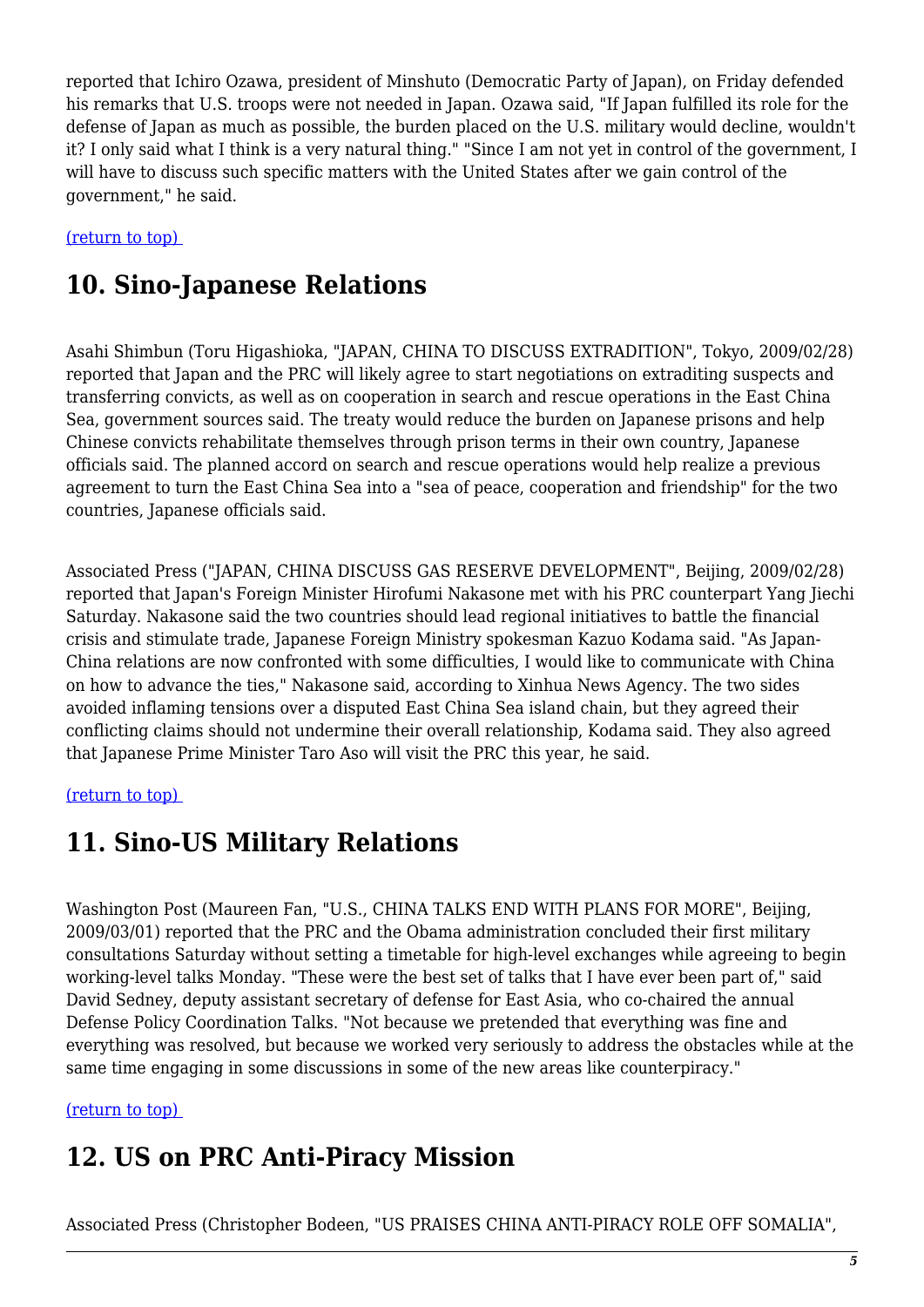reported that Ichiro Ozawa, president of Minshuto (Democratic Party of Japan), on Friday defended his remarks that U.S. troops were not needed in Japan. Ozawa said, "If Japan fulfilled its role for the defense of Japan as much as possible, the burden placed on the U.S. military would decline, wouldn't it? I only said what I think is a very natural thing." "Since I am not yet in control of the government, I will have to discuss such specific matters with the United States after we gain control of the government," he said.

(return to top) 

## 10. Sino-Japanese Relations

Asahi Shimbun (Toru Higashioka, "JAPAN, CHINA TO DISCUSS EXTRADITION", Tokyo, 2009/02/28) reported that Japan and the PRC will likely agree to start negotiations on extraditing suspects and transferring convicts, as well as on cooperation in search and rescue operations in the East China Sea, government sources said. The treaty would reduce the burden on Japanese prisons and help Chinese convicts rehabilitate themselves through prison terms in their own country, Japanese officials said. The planned accord on search and rescue operations would help realize a previous agreement to turn the East China Sea into a "sea of peace, cooperation and friendship" for the two countries, Japanese officials said.

Associated Press ("JAPAN, CHINA DISCUSS GAS RESERVE DEVELOPMENT", Beijing, 2009/02/28) reported that Japan's Foreign Minister Hirofumi Nakasone met with his PRC counterpart Yang Jiechi Saturday. Nakasone said the two countries should lead regional initiatives to battle the financial crisis and stimulate trade, Japanese Foreign Ministry spokesman Kazuo Kodama said. "As Japan-China relations are now confronted with some difficulties, I would like to communicate with China on how to advance the ties," Nakasone said, according to Xinhua News Agency. The two sides avoided inflaming tensions over a disputed East China Sea island chain, but they agreed their conflicting claims should not undermine their overall relationship, Kodama said. They also agreed that Japanese Prime Minister Taro Aso will visit the PRC this year, he said.

(return to top) 

## 11. Sino-US Military Relations

Washington Post (Maureen Fan, "U.S., CHINA TALKS END WITH PLANS FOR MORE", Beijing, 2009/03/01) reported that the PRC and the Obama administration concluded their first military consultations Saturday without setting a timetable for high-level exchanges while agreeing to begin working-level talks Monday. "These were the best set of talks that I have ever been part of," said David Sedney, deputy assistant secretary of defense for East Asia, who co-chaired the annual Defense Policy Coordination Talks. "Not because we pretended that everything was fine and everything was resolved, but because we worked very seriously to address the obstacles while at the same time engaging in some discussions in some of the new areas like counterpiracy."

(return to top) 

## 12. US on PRC Anti-Piracy Mission

Associated Press (Christopher Bodeen, "US PRAISES CHINA ANTI-PIRACY ROLE OFF SOMALIA",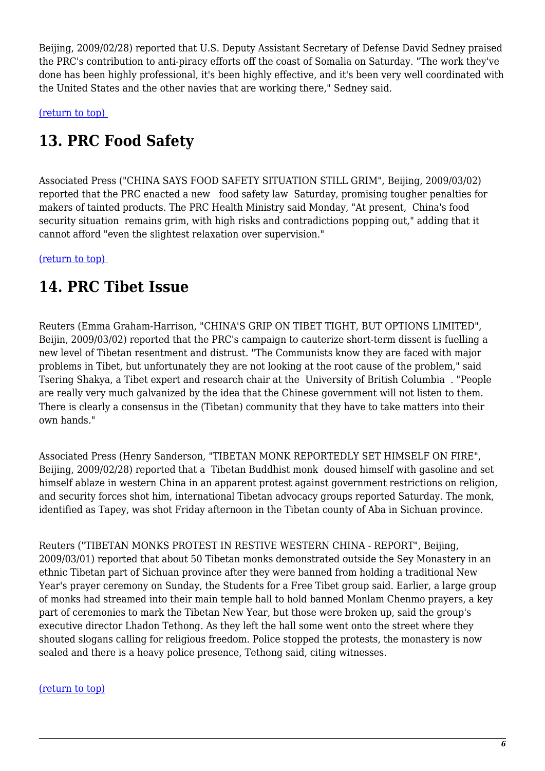Beijing, 2009/02/28) reported that U.S. Deputy Assistant Secretary of Defense David Sedney praised the PRC's contribution to anti-piracy efforts off the coast of Somalia on Saturday. "The work they've done has been highly professional, it's been highly effective, and it's been very well coordinated with the United States and the other navies that are working there," Sedney said.

(return to top)

## 13. PRC Food Safety

Associated Press ("CHINA SAYS FOOD SAFETY SITUATION STILL GRIM", Beijing, 2009/03/02) reported that the PRC enacted a new food safety law Saturday, promising tougher penalties for makers of tainted products. The PRC Health Ministry said Monday, "At present, China's food security situation remains grim, with high risks and contradictions popping out," adding that it cannot afford "even the slightest relaxation over supervision."

(return to top)

## 14. PRC Tibet Issue

Reuters (Emma Graham-Harrison, "CHINA'S GRIP ON TIBET TIGHT, BUT OPTIONS LIMITED", Beijin, 2009/03/02) reported that the PRC's campaign to cauterize short-term dissent is fuelling a new level of Tibetan resentment and distrust. "The Communists know they are faced with major problems in Tibet, but unfortunately they are not looking at the root cause of the problem," said Tsering Shakya, a Tibet expert and research chair at the University of British Columbia. "People are really very much galvanized by the idea that the Chinese government will not listen to them. There is clearly a consensus in the (Tibetan) community that they have to take matters into their own hands."

Associated Press (Henry Sanderson, "TIBETAN MONK REPORTEDLY SET HIMSELF ON FIRE", Beijing, 2009/02/28) reported that a Tibetan Buddhist monk doused himself with gasoline and set himself ablaze in western China in an apparent protest against government restrictions on religion, and security forces shot him, international Tibetan advocacy groups reported Saturday. The monk, identified as Tapey, was shot Friday afternoon in the Tibetan county of Aba in Sichuan province.

Reuters ("TIBETAN MONKS PROTEST IN RESTIVE WESTERN CHINA - REPORT", Beijing, 2009/03/01) reported that about 50 Tibetan monks demonstrated outside the Sey Monastery in an ethnic Tibetan part of Sichuan province after they were banned from holding a traditional New Year's prayer ceremony on Sunday, the Students for a Free Tibet group said. Earlier, a large group of monks had streamed into their main temple hall to hold banned Monlam Chenmo prayers, a key part of ceremonies to mark the Tibetan New Year, but those were broken up, said the group's executive director Lhadon Tethong. As they left the hall some went onto the street where they shouted slogans calling for religious freedom. Police stopped the protests, the monastery is now sealed and there is a heavy police presence, Tethong said, citing witnesses.

(return to top)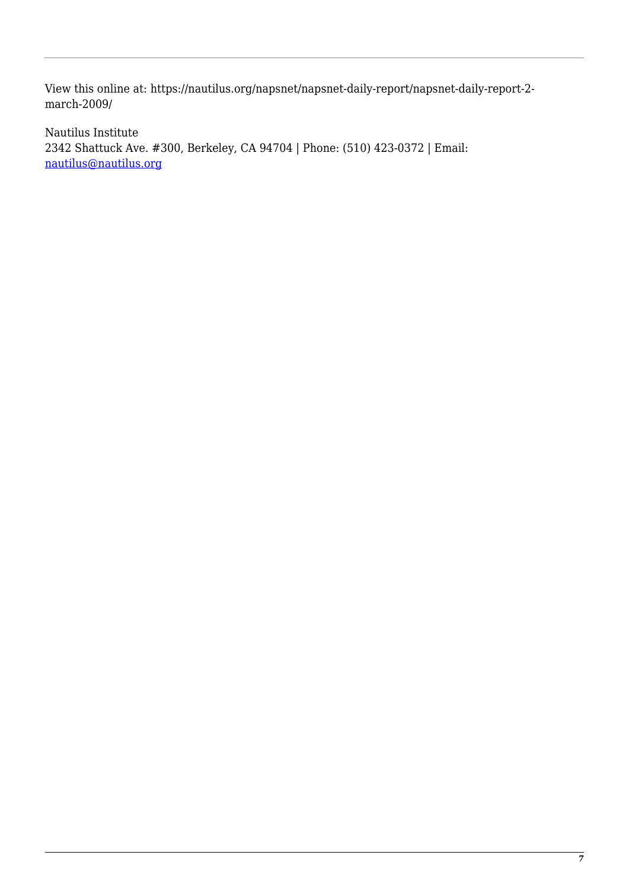View this online at: https://nautilus.org/napsnet/napsnet-daily-report/napsnet-daily-report-2-march-2009/

Nautilus Institute
2342 Shattuck Ave. #300, Berkeley, CA 94704 | Phone: (510) 423-0372 | Email: nautilus@nautilus.org